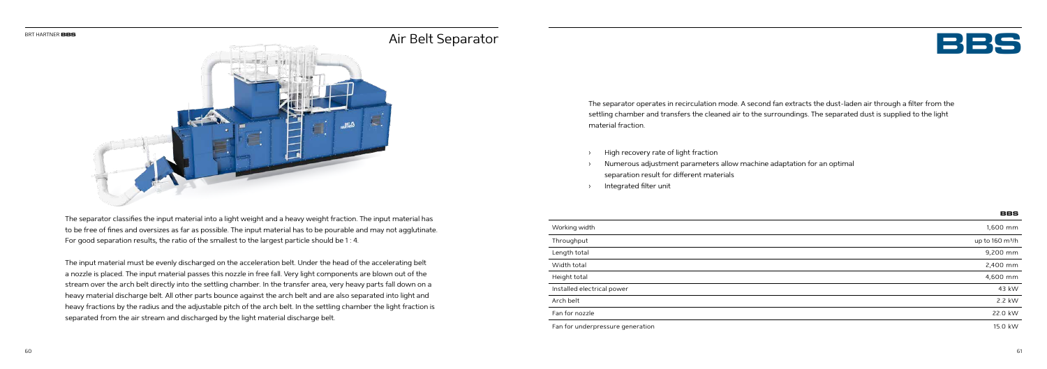# Air Belt Separator

The separator classifies the input material into a light weight and a heavy weight fraction. The input material has to be free of fines and oversizes as far as possible. The input material has to be pourable and may not agglutinate. For good separation results, the ratio of the smallest to the largest particle should be 1 : 4.

The input material must be evenly discharged on the acceleration belt. Under the head of the accelerating belt a nozzle is placed. The input material passes this nozzle in free fall. Very light components are blown out of the stream over the arch belt directly into the settling chamber. In the transfer area, very heavy parts fall down on a heavy material discharge belt. All other parts bounce against the arch belt and are also separated into light and heavy fractions by the radius and the adjustable pitch of the arch belt. In the settling chamber the light fraction is separated from the air stream and discharged by the light material discharge belt.

# BBS

The separator operates in recirculation mode. A second fan extracts the dust-laden air through a filter from the settling chamber and transfers the cleaned air to the surroundings. The separated dust is supplied to the light material fraction.

- High recovery rate of light fraction
- Numerous adjustment parameters allow machine adaptation for an optimal separation result for different materials
- Integrated filter unit

| | BBS |
|---|---|
| Working width | 1,600 mm |
| Throughput | up to 160 $m^3/h$ |
| Length total | 9,200 mm |
| Width total | 2,400 mm |
| Height total | 4,600 mm |
| Installed electrical power | 43 kW |
| Arch belt | 2.2 kW |
| Fan for nozzle | 22.0 kW |
| Fan for underpressure generation | 15.0 kW |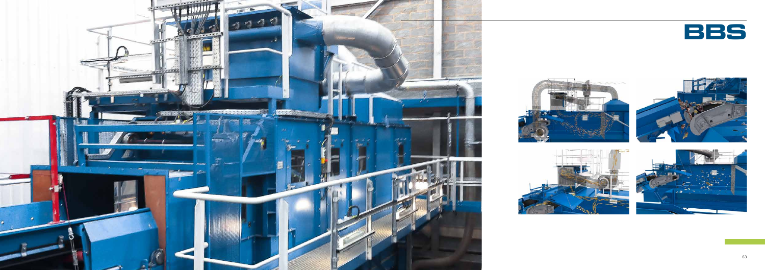# BBS